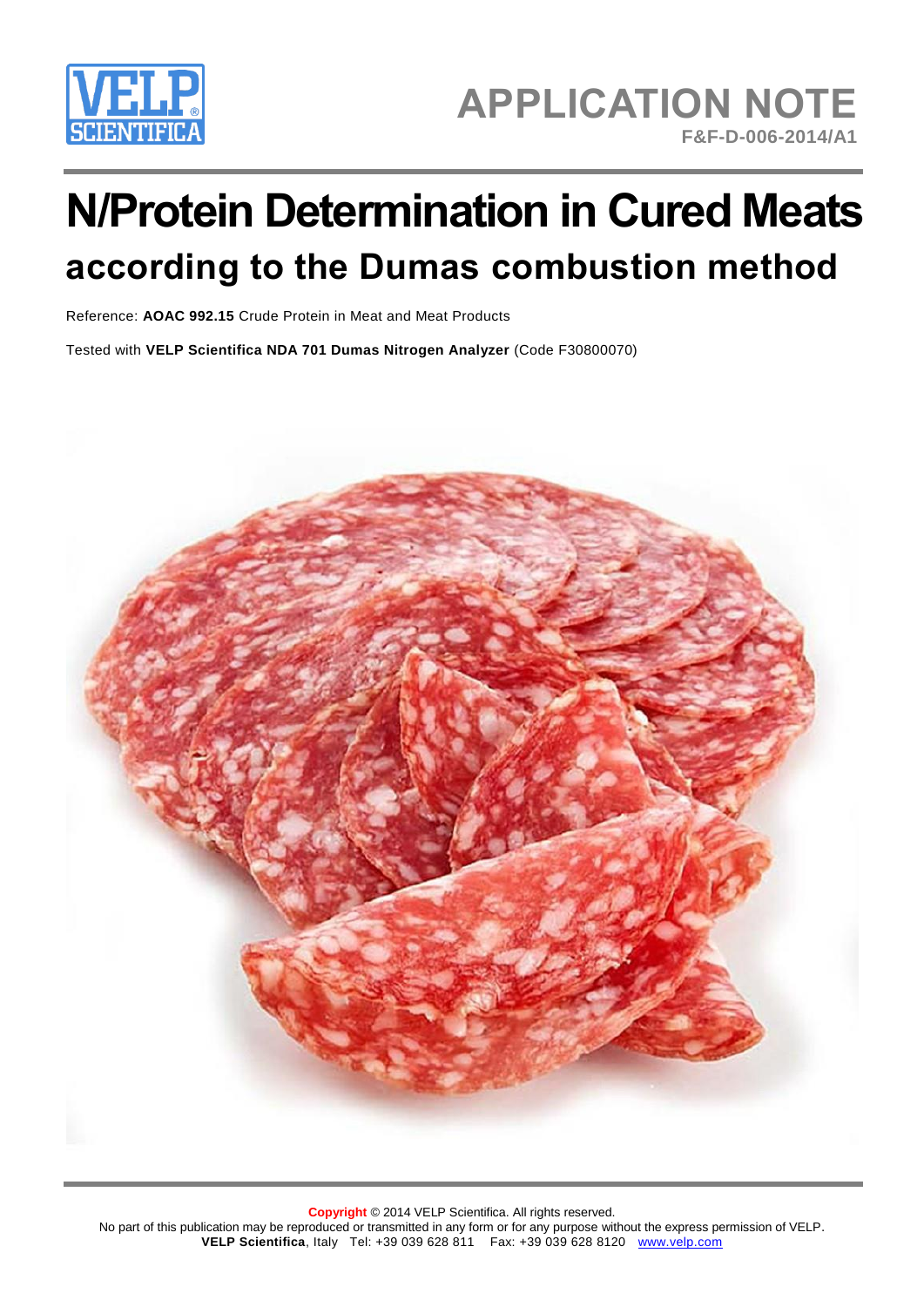# APPLICATION NOTE

F&F-D-006-2014/A1

# N/Protein Determination in Cured Meats

## according to the Dumas combustion method

Reference: **AOAC 992.15** Crude Protein in Meat and Meat Products

Tested with **VELP Scientifica NDA 701 Dumas Nitrogen Analyzer** (Code F30800070)

**Copyright** © 2014 VELP Scientifica. All rights reserved.
No part of this publication may be reproduced or transmitted in any form or for any purpose without the express permission of VELP.
**VELP Scientifica**, Italy Tel: +39 039 628 811 Fax: +39 039 628 8120 www.velp.com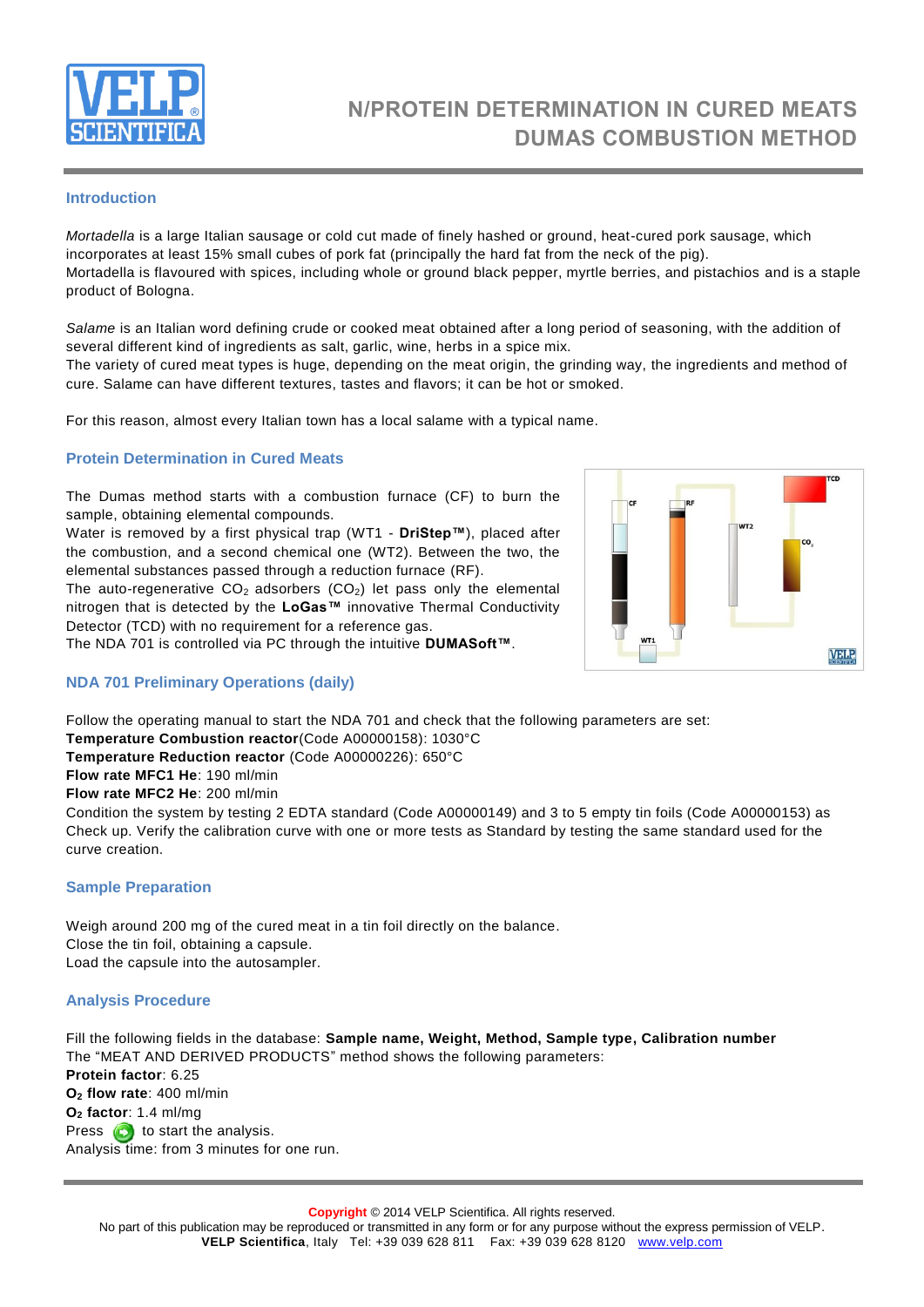# N/PROTEIN DETERMINATION IN CURED MEATS DUMAS COMBUSTION METHOD

## Introduction

*Mortadella* is a large Italian sausage or cold cut made of finely hashed or ground, heat-cured pork sausage, which incorporates at least 15% small cubes of pork fat (principally the hard fat from the neck of the pig).
Mortadella is flavoured with spices, including whole or ground black pepper, myrtle berries, and pistachios and is a staple product of Bologna.

*Salame* is an Italian word defining crude or cooked meat obtained after a long period of seasoning, with the addition of several different kind of ingredients as salt, garlic, wine, herbs in a spice mix.
The variety of cured meat types is huge, depending on the meat origin, the grinding way, the ingredients and method of cure. Salame can have different textures, tastes and flavors; it can be hot or smoked.

For this reason, almost every Italian town has a local salame with a typical name.

## Protein Determination in Cured Meats

The Dumas method starts with a combustion furnace (CF) to burn the sample, obtaining elemental compounds.
Water is removed by a first physical trap (WT1 - **DriStep™**), placed after the combustion, and a second chemical one (WT2). Between the two, the elemental substances passed through a reduction furnace (RF).
The auto-regenerative $CO_2$ adsorbers ($CO_2$) let pass only the elemental nitrogen that is detected by the **LoGas™** innovative Thermal Conductivity Detector (TCD) with no requirement for a reference gas.
The NDA 701 is controlled via PC through the intuitive **DUMASoft™**.

## NDA 701 Preliminary Operations (daily)

Follow the operating manual to start the NDA 701 and check that the following parameters are set:
**Temperature Combustion reactor**(Code A00000158): 1030°C
**Temperature Reduction reactor** (Code A00000226): 650°C
**Flow rate MFC1 He**: 190 ml/min
**Flow rate MFC2 He**: 200 ml/min
Condition the system by testing 2 EDTA standard (Code A00000149) and 3 to 5 empty tin foils (Code A00000153) as Check up. Verify the calibration curve with one or more tests as Standard by testing the same standard used for the curve creation.

## Sample Preparation

Weigh around 200 mg of the cured meat in a tin foil directly on the balance.
Close the tin foil, obtaining a capsule.
Load the capsule into the autosampler.

## Analysis Procedure

Fill the following fields in the database: **Sample name, Weight, Method, Sample type, Calibration number**
The "MEAT AND DERIVED PRODUCTS" method shows the following parameters:
**Protein factor**: 6.25
**$O_2$ flow rate**: 400 ml/min
**$O_2$ factor**: 1.4 ml/mg
Press to start the analysis.
Analysis time: from 3 minutes for one run.

**Copyright** © 2014 VELP Scientifica. All rights reserved.
No part of this publication may be reproduced or transmitted in any form or for any purpose without the express permission of VELP.
**VELP Scientifica**, Italy Tel: +39 039 628 811 Fax: +39 039 628 8120 www.velp.com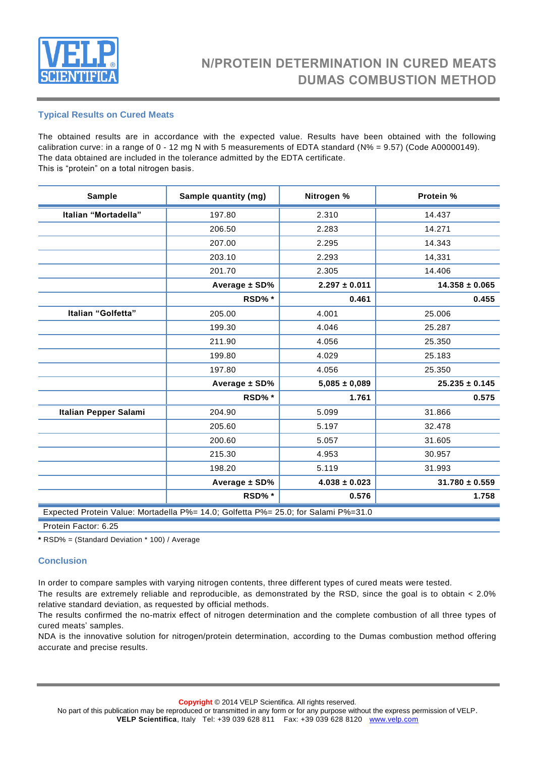# N/PROTEIN DETERMINATION IN CURED MEATS DUMAS COMBUSTION METHOD

### Typical Results on Cured Meats

The obtained results are in accordance with the expected value. Results have been obtained with the following calibration curve: in a range of 0 - 12 mg N with 5 measurements of EDTA standard (N% = 9.57) (Code A00000149).
The data obtained are included in the tolerance admitted by the EDTA certificate.
This is "protein" on a total nitrogen basis.

| Sample | Sample quantity (mg) | Nitrogen % | Protein % |
|---|---|---|---|
| **Italian "Mortadella"** | 197.80 | 2.310 | 14.437 |
| | 206.50 | 2.283 | 14.271 |
| | 207.00 | 2.295 | 14.343 |
| | 203.10 | 2.293 | 14,331 |
| | 201.70 | 2.305 | 14.406 |
| | **Average ± SD%** | **2.297 ± 0.011** | **14.358 ± 0.065** |
| | **RSD% *** | **0.461** | **0.455** |
| **Italian "Golfetta"** | 205.00 | 4.001 | 25.006 |
| | 199.30 | 4.046 | 25.287 |
| | 211.90 | 4.056 | 25.350 |
| | 199.80 | 4.029 | 25.183 |
| | 197.80 | 4.056 | 25.350 |
| | **Average ± SD%** | **5,085 ± 0,089** | **25.235 ± 0.145** |
| | **RSD% *** | **1.761** | **0.575** |
| **Italian Pepper Salami** | 204.90 | 5.099 | 31.866 |
| | 205.60 | 5.197 | 32.478 |
| | 200.60 | 5.057 | 31.605 |
| | 215.30 | 4.953 | 30.957 |
| | 198.20 | 5.119 | 31.993 |
| | **Average ± SD%** | **4.038 ± 0.023** | **31.780 ± 0.559** |
| | **RSD% *** | **0.576** | **1.758** |

Expected Protein Value: Mortadella P%= 14.0; Golfetta P%= 25.0; for Salami P%=31.0

Protein Factor: 6.25

**\*** RSD% = (Standard Deviation * 100) / Average

### Conclusion

In order to compare samples with varying nitrogen contents, three different types of cured meats were tested.
The results are extremely reliable and reproducible, as demonstrated by the RSD, since the goal is to obtain < 2.0% relative standard deviation, as requested by official methods.
The results confirmed the no-matrix effect of nitrogen determination and the complete combustion of all three types of cured meats' samples.
NDA is the innovative solution for nitrogen/protein determination, according to the Dumas combustion method offering accurate and precise results.